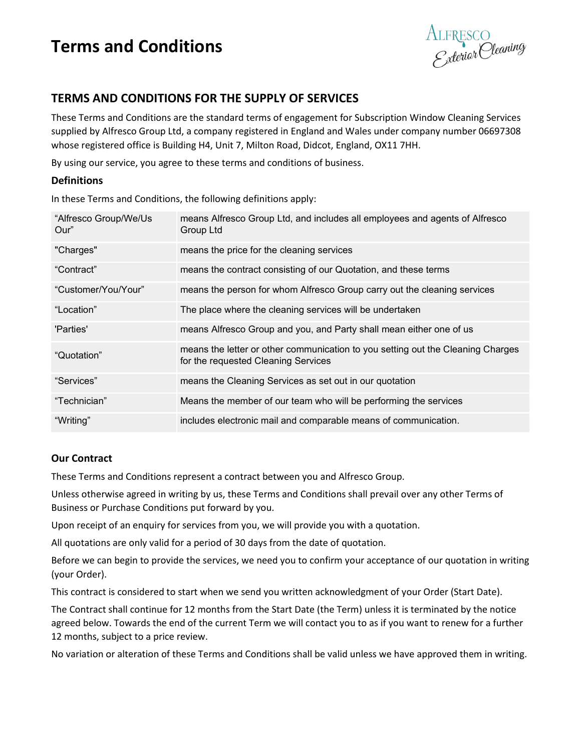# Terms and Conditions

## TERMS AND CONDITIONS FOR THE SUPPLY OF SERVICES

These Terms and Conditions are the standard terms of engagement for Subscription Window Cleaning Services supplied by Alfresco Group Ltd, a company registered in England and Wales under company number 06697308 whose registered office is Building H4, Unit 7, Milton Road, Didcot, England, OX11 7HH.

By using our service, you agree to these terms and conditions of business.

### Definitions

In these Terms and Conditions, the following definitions apply:

| | |
|---|---|
| "Alfresco Group/We/Us Our" | means Alfresco Group Ltd, and includes all employees and agents of Alfresco Group Ltd |
| "Charges" | means the price for the cleaning services |
| "Contract" | means the contract consisting of our Quotation, and these terms |
| "Customer/You/Your" | means the person for whom Alfresco Group carry out the cleaning services |
| "Location" | The place where the cleaning services will be undertaken |
| 'Parties' | means Alfresco Group and you, and Party shall mean either one of us |
| "Quotation" | means the letter or other communication to you setting out the Cleaning Charges for the requested Cleaning Services |
| "Services" | means the Cleaning Services as set out in our quotation |
| "Technician" | Means the member of our team who will be performing the services |
| "Writing" | includes electronic mail and comparable means of communication. |

### Our Contract

These Terms and Conditions represent a contract between you and Alfresco Group.

Unless otherwise agreed in writing by us, these Terms and Conditions shall prevail over any other Terms of Business or Purchase Conditions put forward by you.

Upon receipt of an enquiry for services from you, we will provide you with a quotation.

All quotations are only valid for a period of 30 days from the date of quotation.

Before we can begin to provide the services, we need you to confirm your acceptance of our quotation in writing (your Order).

This contract is considered to start when we send you written acknowledgment of your Order (Start Date).

The Contract shall continue for 12 months from the Start Date (the Term) unless it is terminated by the notice agreed below. Towards the end of the current Term we will contact you to as if you want to renew for a further 12 months, subject to a price review.

No variation or alteration of these Terms and Conditions shall be valid unless we have approved them in writing.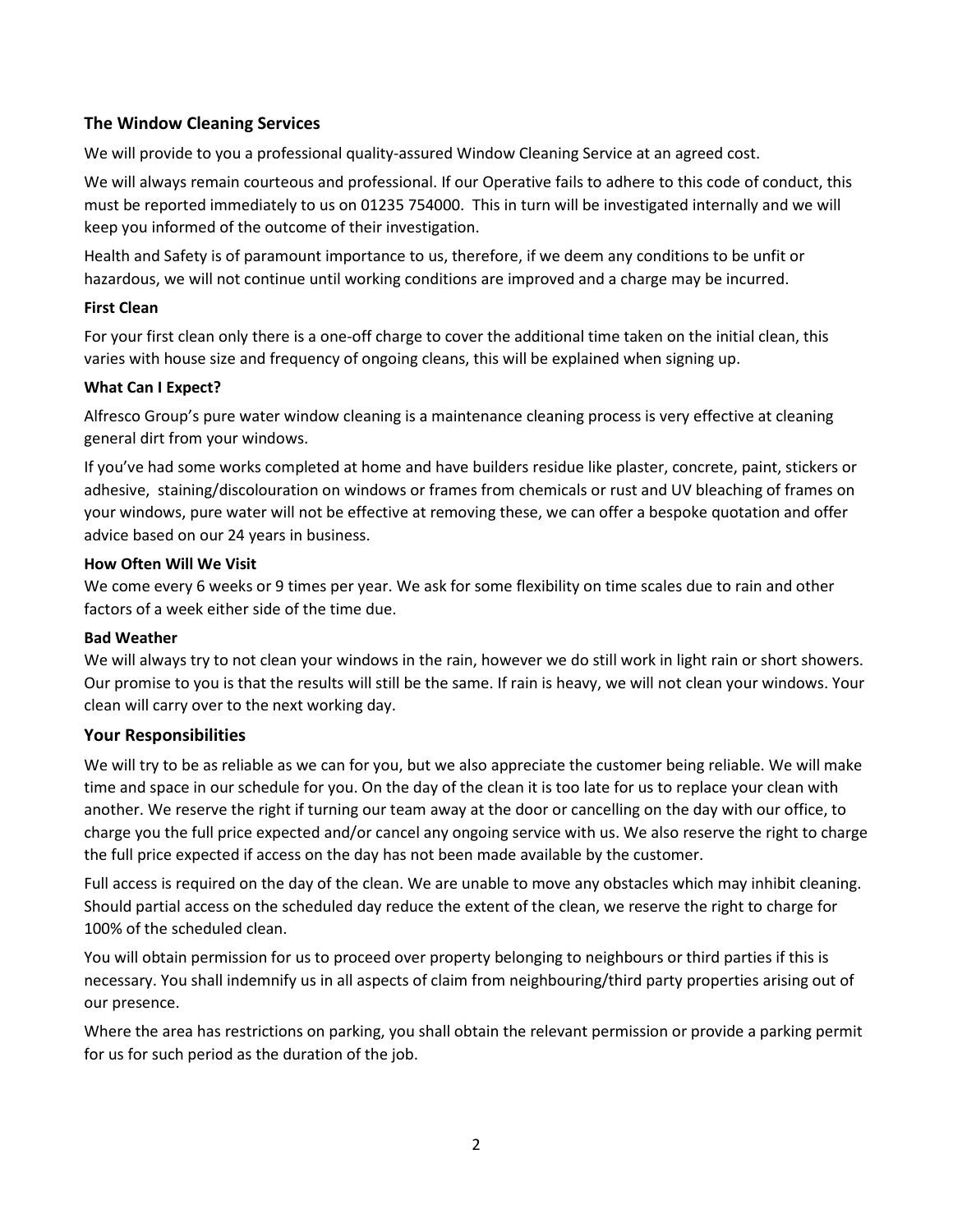## The Window Cleaning Services

We will provide to you a professional quality-assured Window Cleaning Service at an agreed cost.

We will always remain courteous and professional. If our Operative fails to adhere to this code of conduct, this must be reported immediately to us on 01235 754000. This in turn will be investigated internally and we will keep you informed of the outcome of their investigation.

Health and Safety is of paramount importance to us, therefore, if we deem any conditions to be unfit or hazardous, we will not continue until working conditions are improved and a charge may be incurred.

### First Clean

For your first clean only there is a one-off charge to cover the additional time taken on the initial clean, this varies with house size and frequency of ongoing cleans, this will be explained when signing up.

### What Can I Expect?

Alfresco Group's pure water window cleaning is a maintenance cleaning process is very effective at cleaning general dirt from your windows.

If you've had some works completed at home and have builders residue like plaster, concrete, paint, stickers or adhesive, staining/discolouration on windows or frames from chemicals or rust and UV bleaching of frames on your windows, pure water will not be effective at removing these, we can offer a bespoke quotation and offer advice based on our 24 years in business.

### How Often Will We Visit

We come every 6 weeks or 9 times per year. We ask for some flexibility on time scales due to rain and other factors of a week either side of the time due.

### Bad Weather

We will always try to not clean your windows in the rain, however we do still work in light rain or short showers. Our promise to you is that the results will still be the same. If rain is heavy, we will not clean your windows. Your clean will carry over to the next working day.

## Your Responsibilities

We will try to be as reliable as we can for you, but we also appreciate the customer being reliable. We will make time and space in our schedule for you. On the day of the clean it is too late for us to replace your clean with another. We reserve the right if turning our team away at the door or cancelling on the day with our office, to charge you the full price expected and/or cancel any ongoing service with us. We also reserve the right to charge the full price expected if access on the day has not been made available by the customer.

Full access is required on the day of the clean. We are unable to move any obstacles which may inhibit cleaning. Should partial access on the scheduled day reduce the extent of the clean, we reserve the right to charge for 100% of the scheduled clean.

You will obtain permission for us to proceed over property belonging to neighbours or third parties if this is necessary. You shall indemnify us in all aspects of claim from neighbouring/third party properties arising out of our presence.

Where the area has restrictions on parking, you shall obtain the relevant permission or provide a parking permit for us for such period as the duration of the job.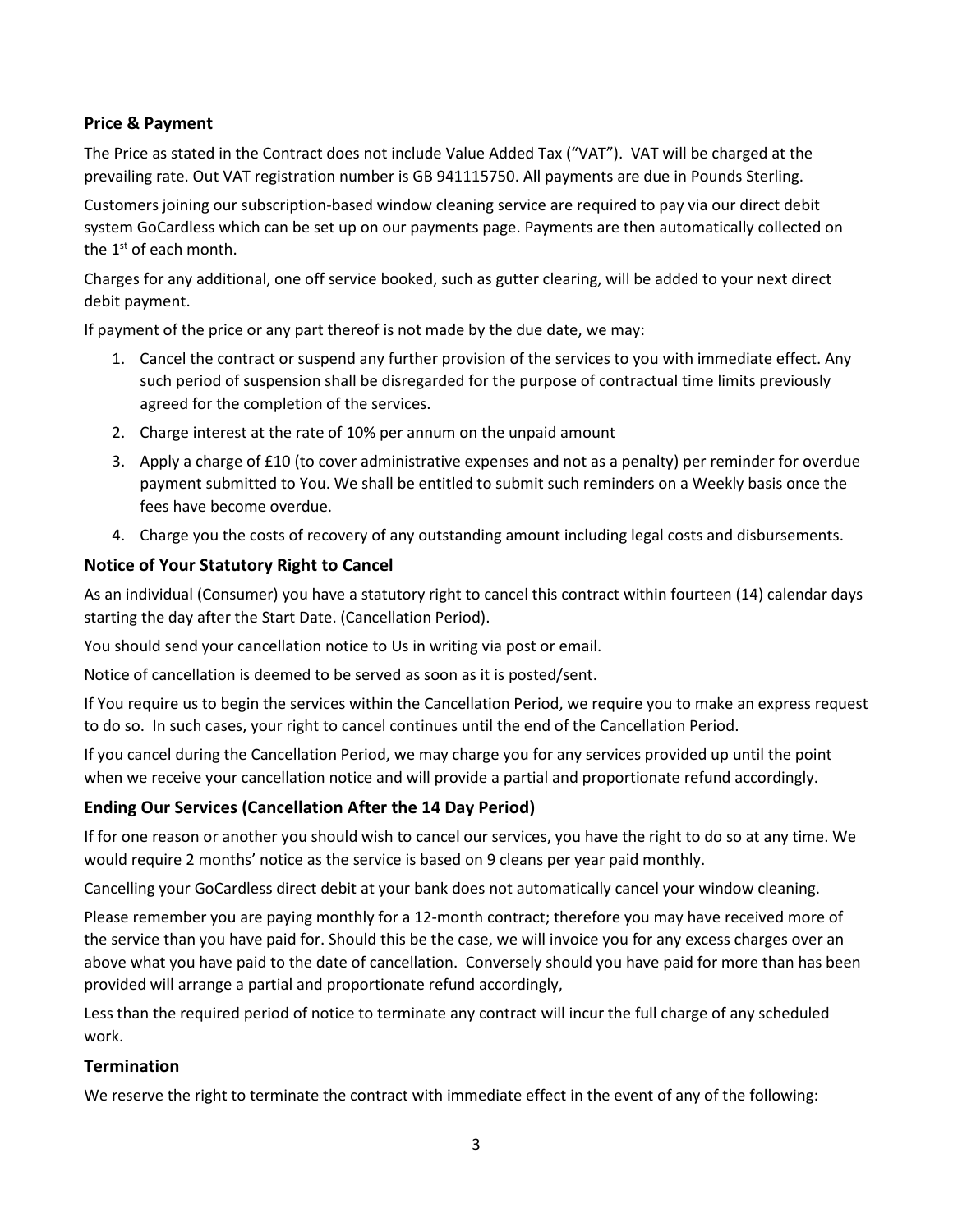## Price & Payment

The Price as stated in the Contract does not include Value Added Tax ("VAT"). VAT will be charged at the prevailing rate. Out VAT registration number is GB 941115750. All payments are due in Pounds Sterling.

Customers joining our subscription-based window cleaning service are required to pay via our direct debit system GoCardless which can be set up on our payments page. Payments are then automatically collected on the 1st of each month.

Charges for any additional, one off service booked, such as gutter clearing, will be added to your next direct debit payment.

If payment of the price or any part thereof is not made by the due date, we may:

1. Cancel the contract or suspend any further provision of the services to you with immediate effect. Any such period of suspension shall be disregarded for the purpose of contractual time limits previously agreed for the completion of the services.
2. Charge interest at the rate of 10% per annum on the unpaid amount
3. Apply a charge of £10 (to cover administrative expenses and not as a penalty) per reminder for overdue payment submitted to You. We shall be entitled to submit such reminders on a Weekly basis once the fees have become overdue.
4. Charge you the costs of recovery of any outstanding amount including legal costs and disbursements.

## Notice of Your Statutory Right to Cancel

As an individual (Consumer) you have a statutory right to cancel this contract within fourteen (14) calendar days starting the day after the Start Date. (Cancellation Period).

You should send your cancellation notice to Us in writing via post or email.

Notice of cancellation is deemed to be served as soon as it is posted/sent.

If You require us to begin the services within the Cancellation Period, we require you to make an express request to do so. In such cases, your right to cancel continues until the end of the Cancellation Period.

If you cancel during the Cancellation Period, we may charge you for any services provided up until the point when we receive your cancellation notice and will provide a partial and proportionate refund accordingly.

## Ending Our Services (Cancellation After the 14 Day Period)

If for one reason or another you should wish to cancel our services, you have the right to do so at any time. We would require 2 months' notice as the service is based on 9 cleans per year paid monthly.

Cancelling your GoCardless direct debit at your bank does not automatically cancel your window cleaning.

Please remember you are paying monthly for a 12-month contract; therefore you may have received more of the service than you have paid for. Should this be the case, we will invoice you for any excess charges over an above what you have paid to the date of cancellation. Conversely should you have paid for more than has been provided will arrange a partial and proportionate refund accordingly,

Less than the required period of notice to terminate any contract will incur the full charge of any scheduled work.

## Termination

We reserve the right to terminate the contract with immediate effect in the event of any of the following: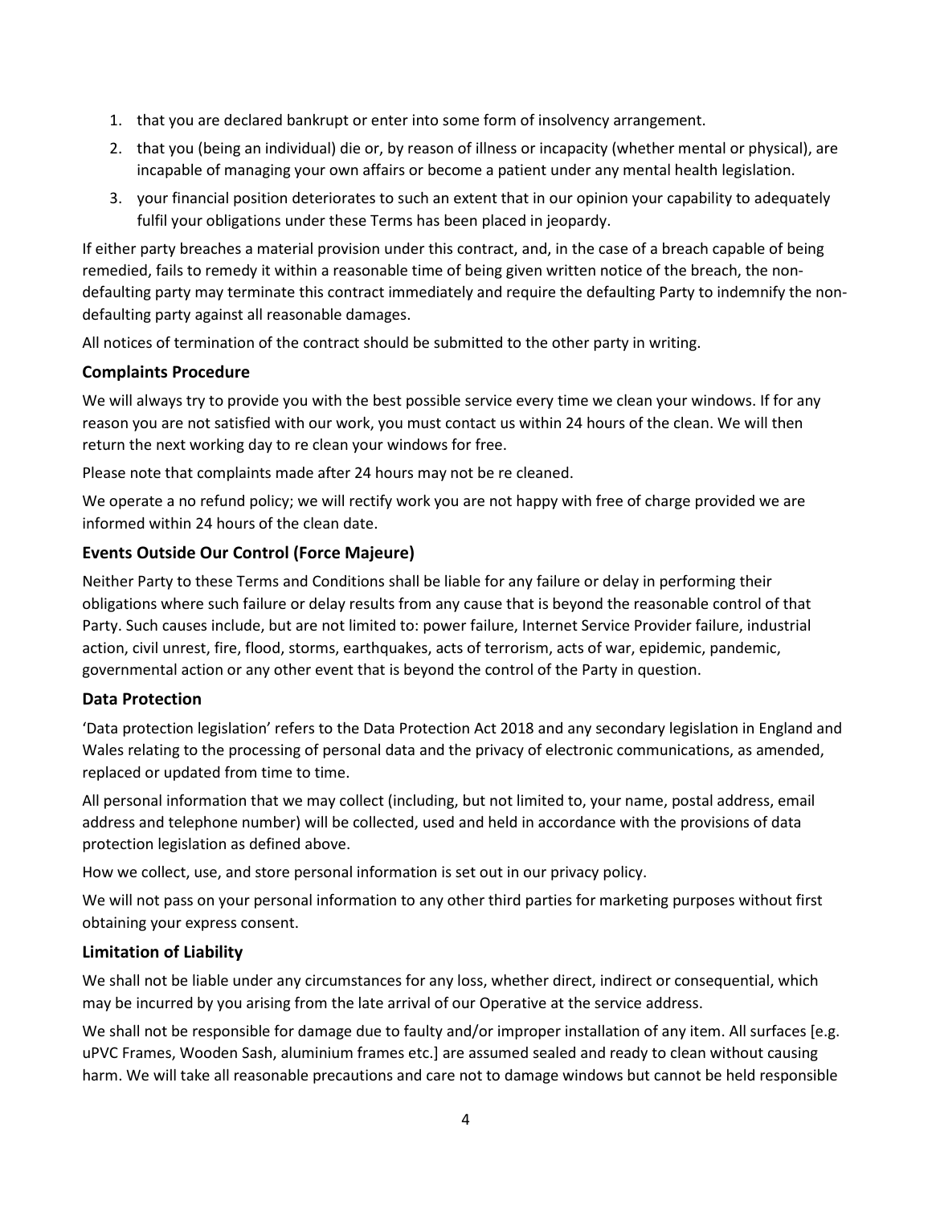1. that you are declared bankrupt or enter into some form of insolvency arrangement.
2. that you (being an individual) die or, by reason of illness or incapacity (whether mental or physical), are incapable of managing your own affairs or become a patient under any mental health legislation.
3. your financial position deteriorates to such an extent that in our opinion your capability to adequately fulfil your obligations under these Terms has been placed in jeopardy.

If either party breaches a material provision under this contract, and, in the case of a breach capable of being remedied, fails to remedy it within a reasonable time of being given written notice of the breach, the non-defaulting party may terminate this contract immediately and require the defaulting Party to indemnify the non-defaulting party against all reasonable damages.

All notices of termination of the contract should be submitted to the other party in writing.

### Complaints Procedure

We will always try to provide you with the best possible service every time we clean your windows. If for any reason you are not satisfied with our work, you must contact us within 24 hours of the clean. We will then return the next working day to re clean your windows for free.

Please note that complaints made after 24 hours may not be re cleaned.

We operate a no refund policy; we will rectify work you are not happy with free of charge provided we are informed within 24 hours of the clean date.

### Events Outside Our Control (Force Majeure)

Neither Party to these Terms and Conditions shall be liable for any failure or delay in performing their obligations where such failure or delay results from any cause that is beyond the reasonable control of that Party. Such causes include, but are not limited to: power failure, Internet Service Provider failure, industrial action, civil unrest, fire, flood, storms, earthquakes, acts of terrorism, acts of war, epidemic, pandemic, governmental action or any other event that is beyond the control of the Party in question.

### Data Protection

'Data protection legislation' refers to the Data Protection Act 2018 and any secondary legislation in England and Wales relating to the processing of personal data and the privacy of electronic communications, as amended, replaced or updated from time to time.

All personal information that we may collect (including, but not limited to, your name, postal address, email address and telephone number) will be collected, used and held in accordance with the provisions of data protection legislation as defined above.

How we collect, use, and store personal information is set out in our privacy policy.

We will not pass on your personal information to any other third parties for marketing purposes without first obtaining your express consent.

### Limitation of Liability

We shall not be liable under any circumstances for any loss, whether direct, indirect or consequential, which may be incurred by you arising from the late arrival of our Operative at the service address.

We shall not be responsible for damage due to faulty and/or improper installation of any item. All surfaces [e.g. uPVC Frames, Wooden Sash, aluminium frames etc.] are assumed sealed and ready to clean without causing harm. We will take all reasonable precautions and care not to damage windows but cannot be held responsible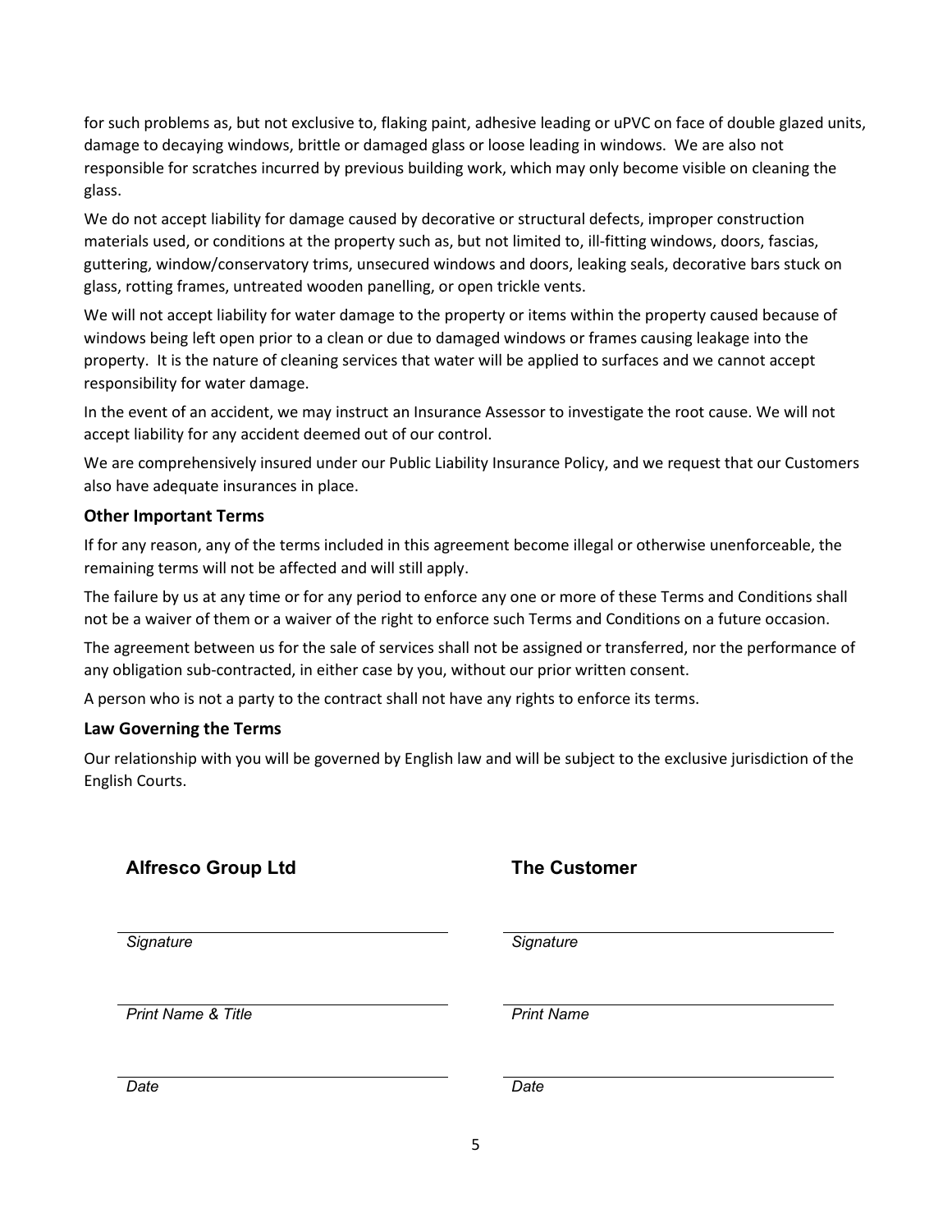for such problems as, but not exclusive to, flaking paint, adhesive leading or uPVC on face of double glazed units, damage to decaying windows, brittle or damaged glass or loose leading in windows. We are also not responsible for scratches incurred by previous building work, which may only become visible on cleaning the glass.

We do not accept liability for damage caused by decorative or structural defects, improper construction materials used, or conditions at the property such as, but not limited to, ill-fitting windows, doors, fascias, guttering, window/conservatory trims, unsecured windows and doors, leaking seals, decorative bars stuck on glass, rotting frames, untreated wooden panelling, or open trickle vents.

We will not accept liability for water damage to the property or items within the property caused because of windows being left open prior to a clean or due to damaged windows or frames causing leakage into the property. It is the nature of cleaning services that water will be applied to surfaces and we cannot accept responsibility for water damage.

In the event of an accident, we may instruct an Insurance Assessor to investigate the root cause. We will not accept liability for any accident deemed out of our control.

We are comprehensively insured under our Public Liability Insurance Policy, and we request that our Customers also have adequate insurances in place.

### Other Important Terms

If for any reason, any of the terms included in this agreement become illegal or otherwise unenforceable, the remaining terms will not be affected and will still apply.

The failure by us at any time or for any period to enforce any one or more of these Terms and Conditions shall not be a waiver of them or a waiver of the right to enforce such Terms and Conditions on a future occasion.

The agreement between us for the sale of services shall not be assigned or transferred, nor the performance of any obligation sub-contracted, in either case by you, without our prior written consent.

A person who is not a party to the contract shall not have any rights to enforce its terms.

### Law Governing the Terms

Our relationship with you will be governed by English law and will be subject to the exclusive jurisdiction of the English Courts.

| **Alfresco Group Ltd** | **The Customer** |
|---|---|
| *Signature* | *Signature* |
| *Print Name & Title* | *Print Name* |
| *Date* | *Date* |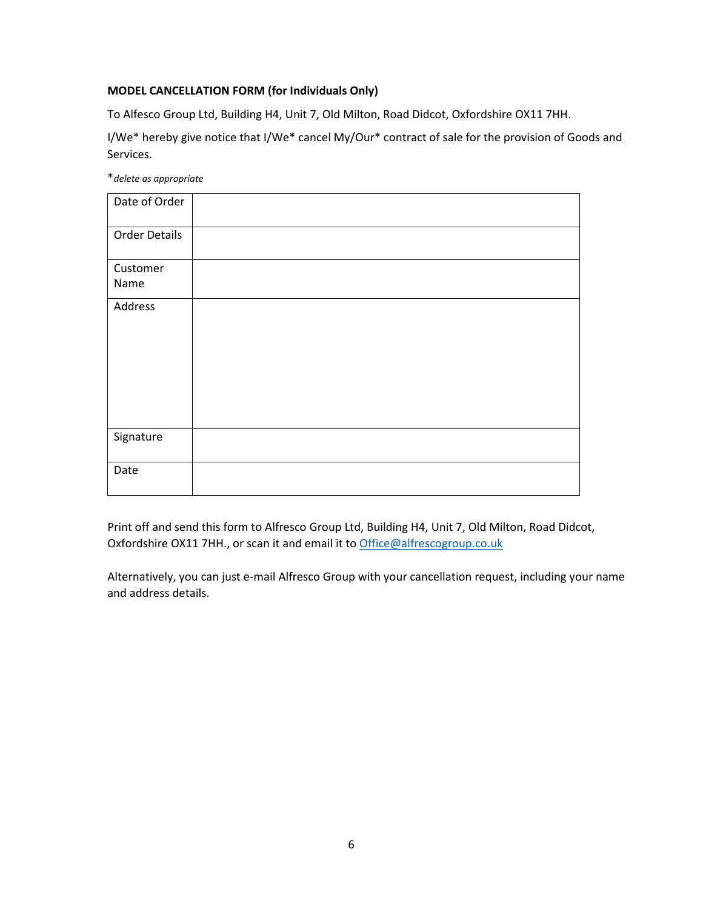**MODEL CANCELLATION FORM (for Individuals Only)**

To Alfesco Group Ltd, Building H4, Unit 7, Old Milton, Road Didcot, Oxfordshire OX11 7HH.

I/We* hereby give notice that I/We* cancel My/Our* contract of sale for the provision of Goods and Services.

**delete as appropriate*

| | |
|---|---|
| Date of Order | |
| Order Details | |
| Customer Name | |
| Address | |
| Signature | |
| Date | |

Print off and send this form to Alfresco Group Ltd, Building H4, Unit 7, Old Milton, Road Didcot, Oxfordshire OX11 7HH., or scan it and email it to Office@alfrescogroup.co.uk

Alternatively, you can just e-mail Alfresco Group with your cancellation request, including your name and address details.